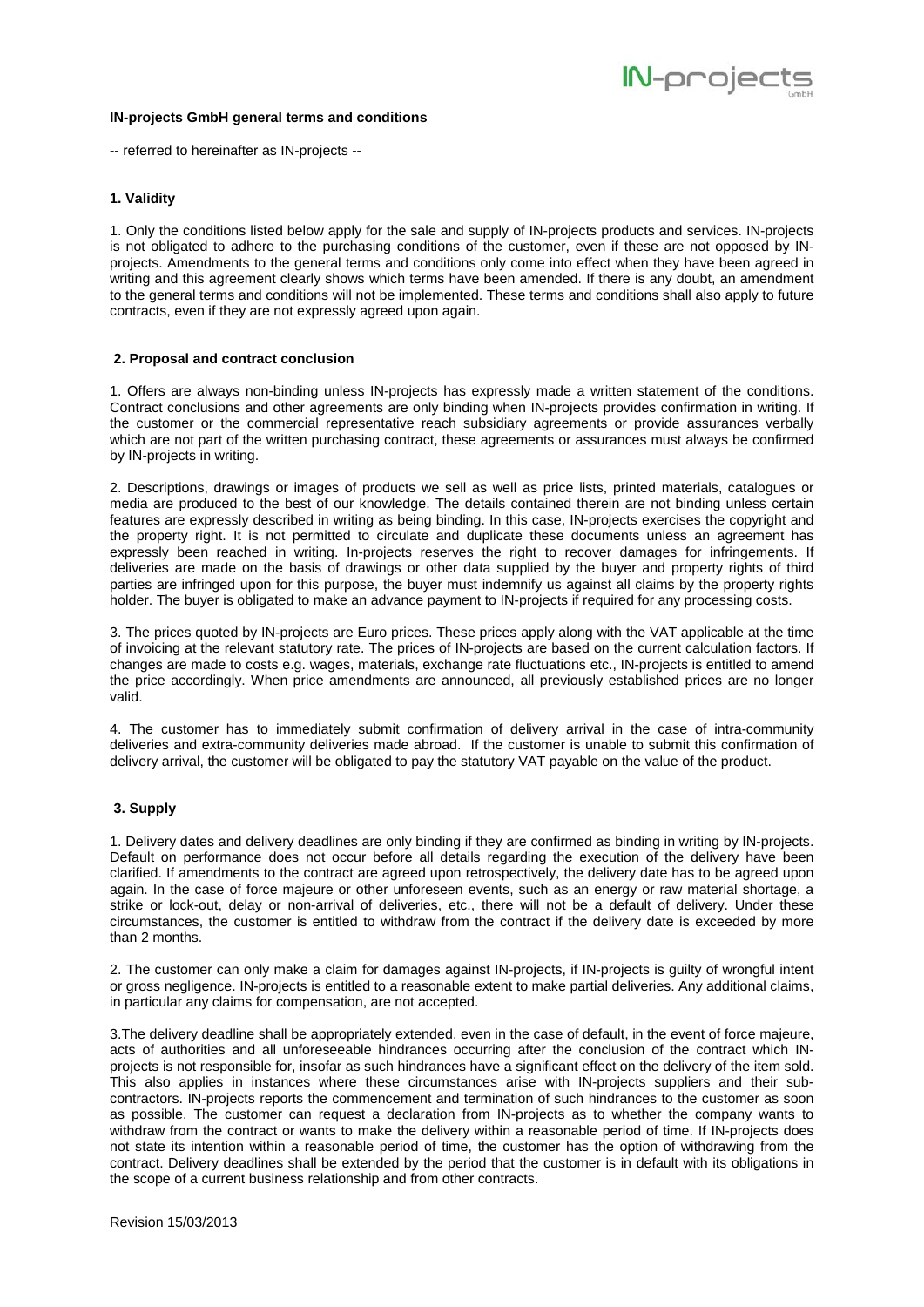**IN-projects GmbH general terms and conditions**

-- referred to hereinafter as IN-projects --

**1. Validity**

1. Only the conditions listed below apply for the sale and supply of IN-projects products and services. IN-projects is not obligated to adhere to the purchasing conditions of the customer, even if these are not opposed by IN-projects. Amendments to the general terms and conditions only come into effect when they have been agreed in writing and this agreement clearly shows which terms have been amended. If there is any doubt, an amendment to the general terms and conditions will not be implemented. These terms and conditions shall also apply to future contracts, even if they are not expressly agreed upon again.

**2. Proposal and contract conclusion**

1. Offers are always non-binding unless IN-projects has expressly made a written statement of the conditions. Contract conclusions and other agreements are only binding when IN-projects provides confirmation in writing. If the customer or the commercial representative reach subsidiary agreements or provide assurances verbally which are not part of the written purchasing contract, these agreements or assurances must always be confirmed by IN-projects in writing.

2. Descriptions, drawings or images of products we sell as well as price lists, printed materials, catalogues or media are produced to the best of our knowledge. The details contained therein are not binding unless certain features are expressly described in writing as being binding. In this case, IN-projects exercises the copyright and the property right. It is not permitted to circulate and duplicate these documents unless an agreement has expressly been reached in writing. In-projects reserves the right to recover damages for infringements. If deliveries are made on the basis of drawings or other data supplied by the buyer and property rights of third parties are infringed upon for this purpose, the buyer must indemnify us against all claims by the property rights holder. The buyer is obligated to make an advance payment to IN-projects if required for any processing costs.

3. The prices quoted by IN-projects are Euro prices. These prices apply along with the VAT applicable at the time of invoicing at the relevant statutory rate. The prices of IN-projects are based on the current calculation factors. If changes are made to costs e.g. wages, materials, exchange rate fluctuations etc., IN-projects is entitled to amend the price accordingly. When price amendments are announced, all previously established prices are no longer valid.

4. The customer has to immediately submit confirmation of delivery arrival in the case of intra-community deliveries and extra-community deliveries made abroad. If the customer is unable to submit this confirmation of delivery arrival, the customer will be obligated to pay the statutory VAT payable on the value of the product.

**3. Supply**

1. Delivery dates and delivery deadlines are only binding if they are confirmed as binding in writing by IN-projects. Default on performance does not occur before all details regarding the execution of the delivery have been clarified. If amendments to the contract are agreed upon retrospectively, the delivery date has to be agreed upon again. In the case of force majeure or other unforeseen events, such as an energy or raw material shortage, a strike or lock-out, delay or non-arrival of deliveries, etc., there will not be a default of delivery. Under these circumstances, the customer is entitled to withdraw from the contract if the delivery date is exceeded by more than 2 months.

2. The customer can only make a claim for damages against IN-projects, if IN-projects is guilty of wrongful intent or gross negligence. IN-projects is entitled to a reasonable extent to make partial deliveries. Any additional claims, in particular any claims for compensation, are not accepted.

3.The delivery deadline shall be appropriately extended, even in the case of default, in the event of force majeure, acts of authorities and all unforeseeable hindrances occurring after the conclusion of the contract which IN-projects is not responsible for, insofar as such hindrances have a significant effect on the delivery of the item sold. This also applies in instances where these circumstances arise with IN-projects suppliers and their sub-contractors. IN-projects reports the commencement and termination of such hindrances to the customer as soon as possible. The customer can request a declaration from IN-projects as to whether the company wants to withdraw from the contract or wants to make the delivery within a reasonable period of time. If IN-projects does not state its intention within a reasonable period of time, the customer has the option of withdrawing from the contract. Delivery deadlines shall be extended by the period that the customer is in default with its obligations in the scope of a current business relationship and from other contracts.

Revision 15/03/2013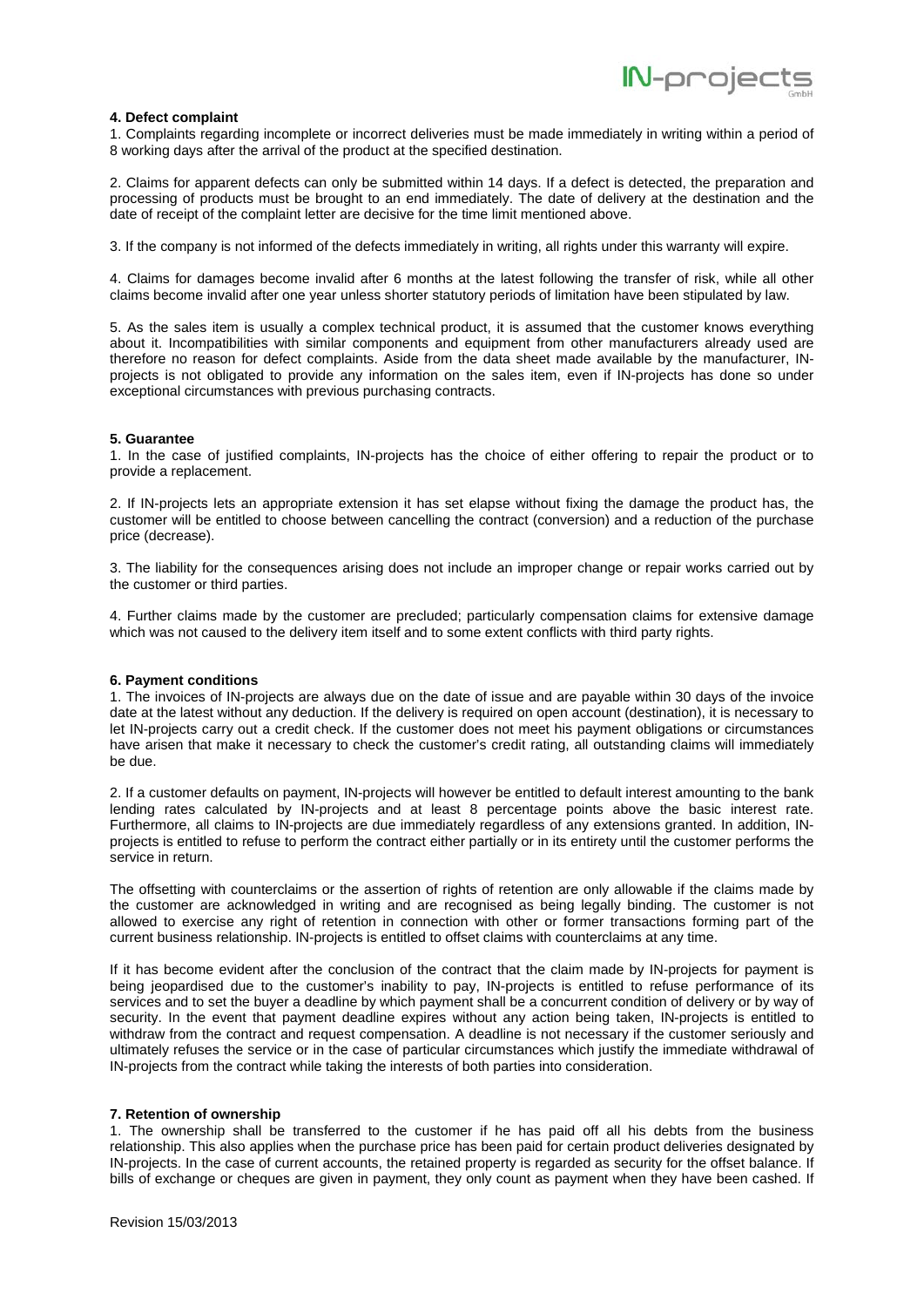### 4. Defect complaint

1. Complaints regarding incomplete or incorrect deliveries must be made immediately in writing within a period of 8 working days after the arrival of the product at the specified destination.

2. Claims for apparent defects can only be submitted within 14 days. If a defect is detected, the preparation and processing of products must be brought to an end immediately. The date of delivery at the destination and the date of receipt of the complaint letter are decisive for the time limit mentioned above.

3. If the company is not informed of the defects immediately in writing, all rights under this warranty will expire.

4. Claims for damages become invalid after 6 months at the latest following the transfer of risk, while all other claims become invalid after one year unless shorter statutory periods of limitation have been stipulated by law.

5. As the sales item is usually a complex technical product, it is assumed that the customer knows everything about it. Incompatibilities with similar components and equipment from other manufacturers already used are therefore no reason for defect complaints. Aside from the data sheet made available by the manufacturer, IN-projects is not obligated to provide any information on the sales item, even if IN-projects has done so under exceptional circumstances with previous purchasing contracts.

### 5. Guarantee

1. In the case of justified complaints, IN-projects has the choice of either offering to repair the product or to provide a replacement.

2. If IN-projects lets an appropriate extension it has set elapse without fixing the damage the product has, the customer will be entitled to choose between cancelling the contract (conversion) and a reduction of the purchase price (decrease).

3. The liability for the consequences arising does not include an improper change or repair works carried out by the customer or third parties.

4. Further claims made by the customer are precluded; particularly compensation claims for extensive damage which was not caused to the delivery item itself and to some extent conflicts with third party rights.

### 6. Payment conditions

1. The invoices of IN-projects are always due on the date of issue and are payable within 30 days of the invoice date at the latest without any deduction. If the delivery is required on open account (destination), it is necessary to let IN-projects carry out a credit check. If the customer does not meet his payment obligations or circumstances have arisen that make it necessary to check the customer's credit rating, all outstanding claims will immediately be due.

2. If a customer defaults on payment, IN-projects will however be entitled to default interest amounting to the bank lending rates calculated by IN-projects and at least 8 percentage points above the basic interest rate. Furthermore, all claims to IN-projects are due immediately regardless of any extensions granted. In addition, IN-projects is entitled to refuse to perform the contract either partially or in its entirety until the customer performs the service in return.

The offsetting with counterclaims or the assertion of rights of retention are only allowable if the claims made by the customer are acknowledged in writing and are recognised as being legally binding. The customer is not allowed to exercise any right of retention in connection with other or former transactions forming part of the current business relationship. IN-projects is entitled to offset claims with counterclaims at any time.

If it has become evident after the conclusion of the contract that the claim made by IN-projects for payment is being jeopardised due to the customer's inability to pay, IN-projects is entitled to refuse performance of its services and to set the buyer a deadline by which payment shall be a concurrent condition of delivery or by way of security. In the event that payment deadline expires without any action being taken, IN-projects is entitled to withdraw from the contract and request compensation. A deadline is not necessary if the customer seriously and ultimately refuses the service or in the case of particular circumstances which justify the immediate withdrawal of IN-projects from the contract while taking the interests of both parties into consideration.

### 7. Retention of ownership

1. The ownership shall be transferred to the customer if he has paid off all his debts from the business relationship. This also applies when the purchase price has been paid for certain product deliveries designated by IN-projects. In the case of current accounts, the retained property is regarded as security for the offset balance. If bills of exchange or cheques are given in payment, they only count as payment when they have been cashed. If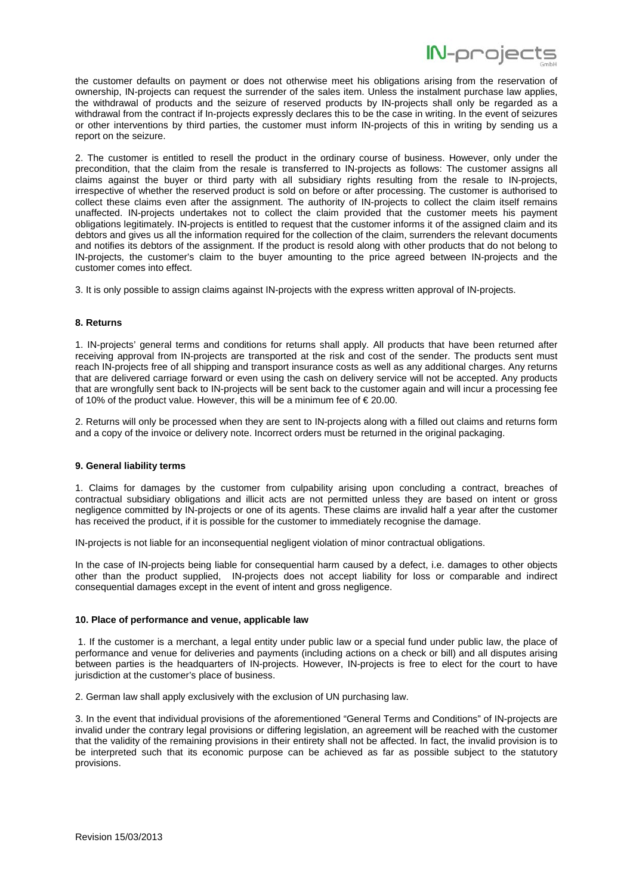the customer defaults on payment or does not otherwise meet his obligations arising from the reservation of ownership, IN-projects can request the surrender of the sales item. Unless the instalment purchase law applies, the withdrawal of products and the seizure of reserved products by IN-projects shall only be regarded as a withdrawal from the contract if In-projects expressly declares this to be the case in writing. In the event of seizures or other interventions by third parties, the customer must inform IN-projects of this in writing by sending us a report on the seizure.

2. The customer is entitled to resell the product in the ordinary course of business. However, only under the precondition, that the claim from the resale is transferred to IN-projects as follows: The customer assigns all claims against the buyer or third party with all subsidiary rights resulting from the resale to IN-projects, irrespective of whether the reserved product is sold on before or after processing. The customer is authorised to collect these claims even after the assignment. The authority of IN-projects to collect the claim itself remains unaffected. IN-projects undertakes not to collect the claim provided that the customer meets his payment obligations legitimately. IN-projects is entitled to request that the customer informs it of the assigned claim and its debtors and gives us all the information required for the collection of the claim, surrenders the relevant documents and notifies its debtors of the assignment. If the product is resold along with other products that do not belong to IN-projects, the customer's claim to the buyer amounting to the price agreed between IN-projects and the customer comes into effect.

3. It is only possible to assign claims against IN-projects with the express written approval of IN-projects.

**8. Returns**

1. IN-projects' general terms and conditions for returns shall apply. All products that have been returned after receiving approval from IN-projects are transported at the risk and cost of the sender. The products sent must reach IN-projects free of all shipping and transport insurance costs as well as any additional charges. Any returns that are delivered carriage forward or even using the cash on delivery service will not be accepted. Any products that are wrongfully sent back to IN-projects will be sent back to the customer again and will incur a processing fee of 10% of the product value. However, this will be a minimum fee of € 20.00.

2. Returns will only be processed when they are sent to IN-projects along with a filled out claims and returns form and a copy of the invoice or delivery note. Incorrect orders must be returned in the original packaging.

**9. General liability terms**

1. Claims for damages by the customer from culpability arising upon concluding a contract, breaches of contractual subsidiary obligations and illicit acts are not permitted unless they are based on intent or gross negligence committed by IN-projects or one of its agents. These claims are invalid half a year after the customer has received the product, if it is possible for the customer to immediately recognise the damage.

IN-projects is not liable for an inconsequential negligent violation of minor contractual obligations.

In the case of IN-projects being liable for consequential harm caused by a defect, i.e. damages to other objects other than the product supplied, IN-projects does not accept liability for loss or comparable and indirect consequential damages except in the event of intent and gross negligence.

**10. Place of performance and venue, applicable law**

1. If the customer is a merchant, a legal entity under public law or a special fund under public law, the place of performance and venue for deliveries and payments (including actions on a check or bill) and all disputes arising between parties is the headquarters of IN-projects. However, IN-projects is free to elect for the court to have jurisdiction at the customer's place of business.

2. German law shall apply exclusively with the exclusion of UN purchasing law.

3. In the event that individual provisions of the aforementioned "General Terms and Conditions" of IN-projects are invalid under the contrary legal provisions or differing legislation, an agreement will be reached with the customer that the validity of the remaining provisions in their entirety shall not be affected. In fact, the invalid provision is to be interpreted such that its economic purpose can be achieved as far as possible subject to the statutory provisions.

Revision 15/03/2013